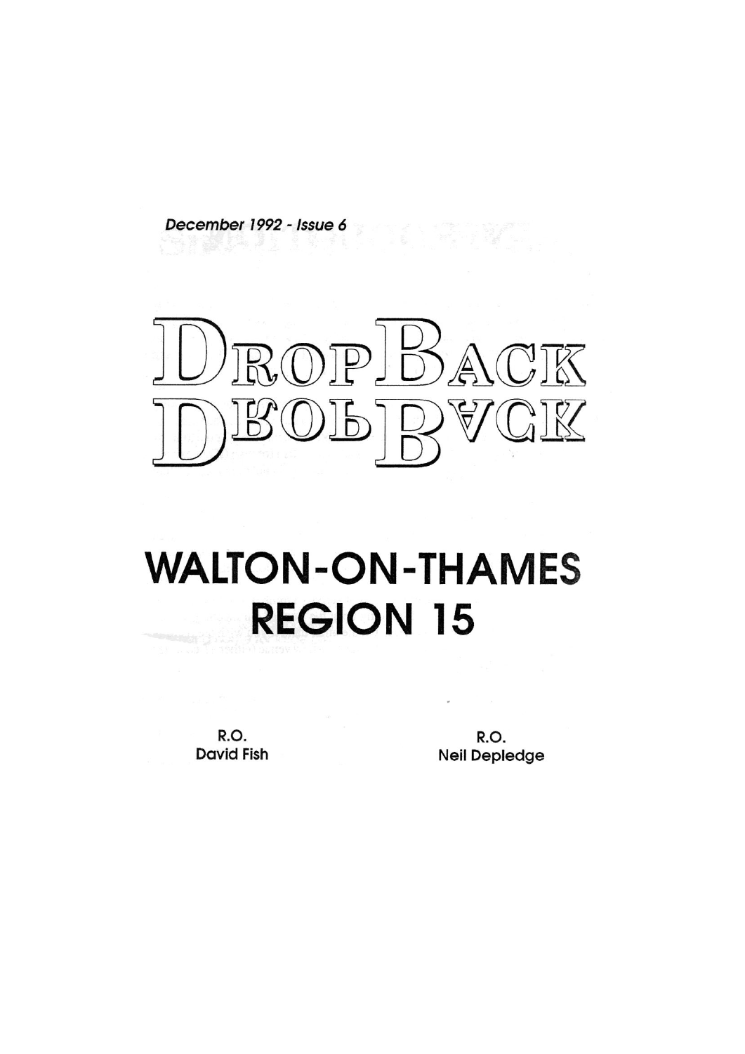*December 1992 - Issue 6*

# DropBack

# WALTON-ON-THAMES
# REGION 15

R.O.
David Fish

R.O.
Neil Depledge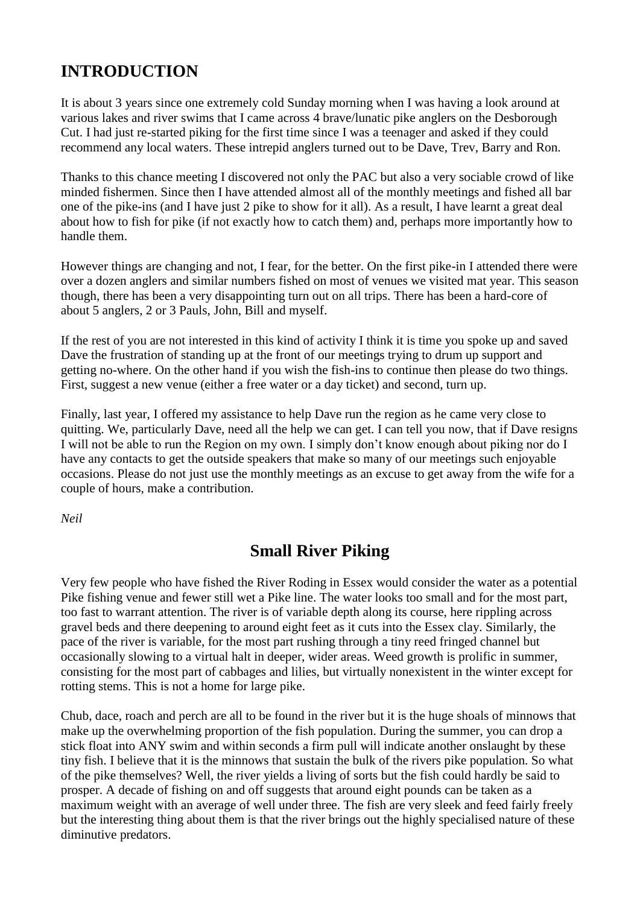## INTRODUCTION

It is about 3 years since one extremely cold Sunday morning when I was having a look around at various lakes and river swims that I came across 4 brave/lunatic pike anglers on the Desborough Cut. I had just re-started piking for the first time since I was a teenager and asked if they could recommend any local waters. These intrepid anglers turned out to be Dave, Trev, Barry and Ron.

Thanks to this chance meeting I discovered not only the PAC but also a very sociable crowd of like minded fishermen. Since then I have attended almost all of the monthly meetings and fished all bar one of the pike-ins (and I have just 2 pike to show for it all). As a result, I have learnt a great deal about how to fish for pike (if not exactly how to catch them) and, perhaps more importantly how to handle them.

However things are changing and not, I fear, for the better. On the first pike-in I attended there were over a dozen anglers and similar numbers fished on most of venues we visited mat year. This season though, there has been a very disappointing turn out on all trips. There has been a hard-core of about 5 anglers, 2 or 3 Pauls, John, Bill and myself.

If the rest of you are not interested in this kind of activity I think it is time you spoke up and saved Dave the frustration of standing up at the front of our meetings trying to drum up support and getting no-where. On the other hand if you wish the fish-ins to continue then please do two things. First, suggest a new venue (either a free water or a day ticket) and second, turn up.

Finally, last year, I offered my assistance to help Dave run the region as he came very close to quitting. We, particularly Dave, need all the help we can get. I can tell you now, that if Dave resigns I will not be able to run the Region on my own. I simply don't know enough about piking nor do I have any contacts to get the outside speakers that make so many of our meetings such enjoyable occasions. Please do not just use the monthly meetings as an excuse to get away from the wife for a couple of hours, make a contribution.

*Neil*

## Small River Piking

Very few people who have fished the River Roding in Essex would consider the water as a potential Pike fishing venue and fewer still wet a Pike line. The water looks too small and for the most part, too fast to warrant attention. The river is of variable depth along its course, here rippling across gravel beds and there deepening to around eight feet as it cuts into the Essex clay. Similarly, the pace of the river is variable, for the most part rushing through a tiny reed fringed channel but occasionally slowing to a virtual halt in deeper, wider areas. Weed growth is prolific in summer, consisting for the most part of cabbages and lilies, but virtually nonexistent in the winter except for rotting stems. This is not a home for large pike.

Chub, dace, roach and perch are all to be found in the river but it is the huge shoals of minnows that make up the overwhelming proportion of the fish population. During the summer, you can drop a stick float into ANY swim and within seconds a firm pull will indicate another onslaught by these tiny fish. I believe that it is the minnows that sustain the bulk of the rivers pike population. So what of the pike themselves? Well, the river yields a living of sorts but the fish could hardly be said to prosper. A decade of fishing on and off suggests that around eight pounds can be taken as a maximum weight with an average of well under three. The fish are very sleek and feed fairly freely but the interesting thing about them is that the river brings out the highly specialised nature of these diminutive predators.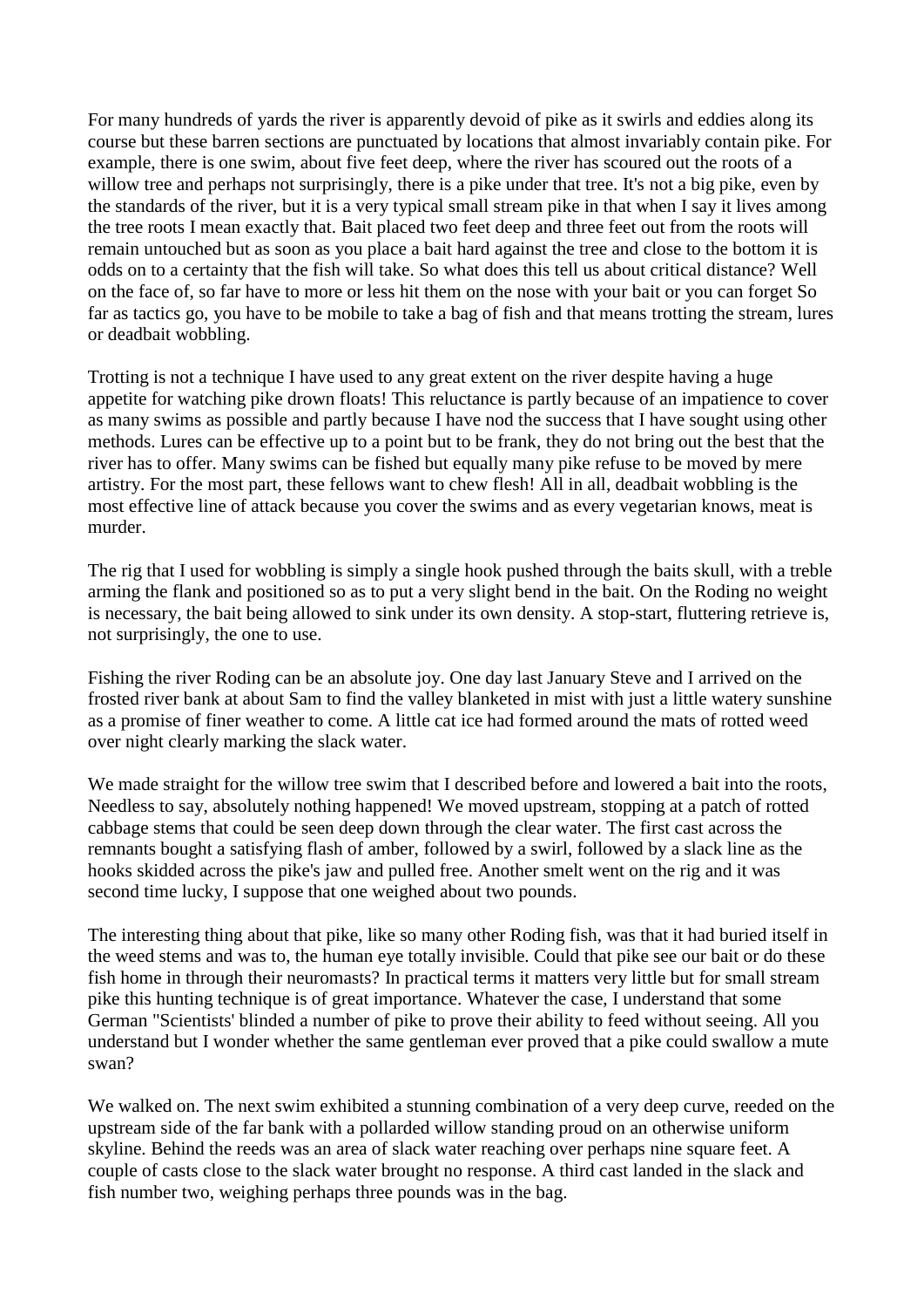For many hundreds of yards the river is apparently devoid of pike as it swirls and eddies along its course but these barren sections are punctuated by locations that almost invariably contain pike. For example, there is one swim, about five feet deep, where the river has scoured out the roots of a willow tree and perhaps not surprisingly, there is a pike under that tree. It's not a big pike, even by the standards of the river, but it is a very typical small stream pike in that when I say it lives among the tree roots I mean exactly that. Bait placed two feet deep and three feet out from the roots will remain untouched but as soon as you place a bait hard against the tree and close to the bottom it is odds on to a certainty that the fish will take. So what does this tell us about critical distance? Well on the face of, so far have to more or less hit them on the nose with your bait or you can forget So far as tactics go, you have to be mobile to take a bag of fish and that means trotting the stream, lures or deadbait wobbling.

Trotting is not a technique I have used to any great extent on the river despite having a huge appetite for watching pike drown floats! This reluctance is partly because of an impatience to cover as many swims as possible and partly because I have nod the success that I have sought using other methods. Lures can be effective up to a point but to be frank, they do not bring out the best that the river has to offer. Many swims can be fished but equally many pike refuse to be moved by mere artistry. For the most part, these fellows want to chew flesh! All in all, deadbait wobbling is the most effective line of attack because you cover the swims and as every vegetarian knows, meat is murder.

The rig that I used for wobbling is simply a single hook pushed through the baits skull, with a treble arming the flank and positioned so as to put a very slight bend in the bait. On the Roding no weight is necessary, the bait being allowed to sink under its own density. A stop-start, fluttering retrieve is, not surprisingly, the one to use.

Fishing the river Roding can be an absolute joy. One day last January Steve and I arrived on the frosted river bank at about Sam to find the valley blanketed in mist with just a little watery sunshine as a promise of finer weather to come. A little cat ice had formed around the mats of rotted weed over night clearly marking the slack water.

We made straight for the willow tree swim that I described before and lowered a bait into the roots, Needless to say, absolutely nothing happened! We moved upstream, stopping at a patch of rotted cabbage stems that could be seen deep down through the clear water. The first cast across the remnants bought a satisfying flash of amber, followed by a swirl, followed by a slack line as the hooks skidded across the pike's jaw and pulled free. Another smelt went on the rig and it was second time lucky, I suppose that one weighed about two pounds.

The interesting thing about that pike, like so many other Roding fish, was that it had buried itself in the weed stems and was to, the human eye totally invisible. Could that pike see our bait or do these fish home in through their neuromasts? In practical terms it matters very little but for small stream pike this hunting technique is of great importance. Whatever the case, I understand that some German "Scientists' blinded a number of pike to prove their ability to feed without seeing. All you understand but I wonder whether the same gentleman ever proved that a pike could swallow a mute swan?

We walked on. The next swim exhibited a stunning combination of a very deep curve, reeded on the upstream side of the far bank with a pollarded willow standing proud on an otherwise uniform skyline. Behind the reeds was an area of slack water reaching over perhaps nine square feet. A couple of casts close to the slack water brought no response. A third cast landed in the slack and fish number two, weighing perhaps three pounds was in the bag.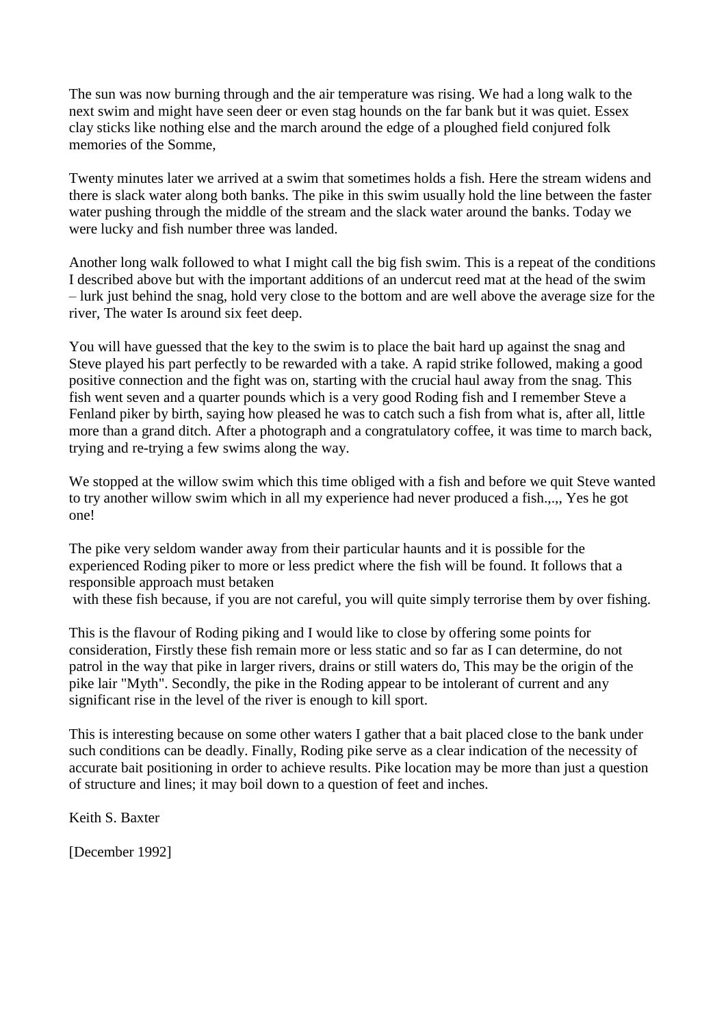The sun was now burning through and the air temperature was rising. We had a long walk to the next swim and might have seen deer or even stag hounds on the far bank but it was quiet. Essex clay sticks like nothing else and the march around the edge of a ploughed field conjured folk memories of the Somme,

Twenty minutes later we arrived at a swim that sometimes holds a fish. Here the stream widens and there is slack water along both banks. The pike in this swim usually hold the line between the faster water pushing through the middle of the stream and the slack water around the banks. Today we were lucky and fish number three was landed.

Another long walk followed to what I might call the big fish swim. This is a repeat of the conditions I described above but with the important additions of an undercut reed mat at the head of the swim – lurk just behind the snag, hold very close to the bottom and are well above the average size for the river, The water Is around six feet deep.

You will have guessed that the key to the swim is to place the bait hard up against the snag and Steve played his part perfectly to be rewarded with a take. A rapid strike followed, making a good positive connection and the fight was on, starting with the crucial haul away from the snag. This fish went seven and a quarter pounds which is a very good Roding fish and I remember Steve a Fenland piker by birth, saying how pleased he was to catch such a fish from what is, after all, little more than a grand ditch. After a photograph and a congratulatory coffee, it was time to march back, trying and re-trying a few swims along the way.

We stopped at the willow swim which this time obliged with a fish and before we quit Steve wanted to try another willow swim which in all my experience had never produced a fish.,.,, Yes he got one!

The pike very seldom wander away from their particular haunts and it is possible for the experienced Roding piker to more or less predict where the fish will be found. It follows that a responsible approach must betaken
 with these fish because, if you are not careful, you will quite simply terrorise them by over fishing.

This is the flavour of Roding piking and I would like to close by offering some points for consideration, Firstly these fish remain more or less static and so far as I can determine, do not patrol in the way that pike in larger rivers, drains or still waters do, This may be the origin of the pike lair "Myth". Secondly, the pike in the Roding appear to be intolerant of current and any significant rise in the level of the river is enough to kill sport.

This is interesting because on some other waters I gather that a bait placed close to the bank under such conditions can be deadly. Finally, Roding pike serve as a clear indication of the necessity of accurate bait positioning in order to achieve results. Pike location may be more than just a question of structure and lines; it may boil down to a question of feet and inches.

Keith S. Baxter

[December 1992]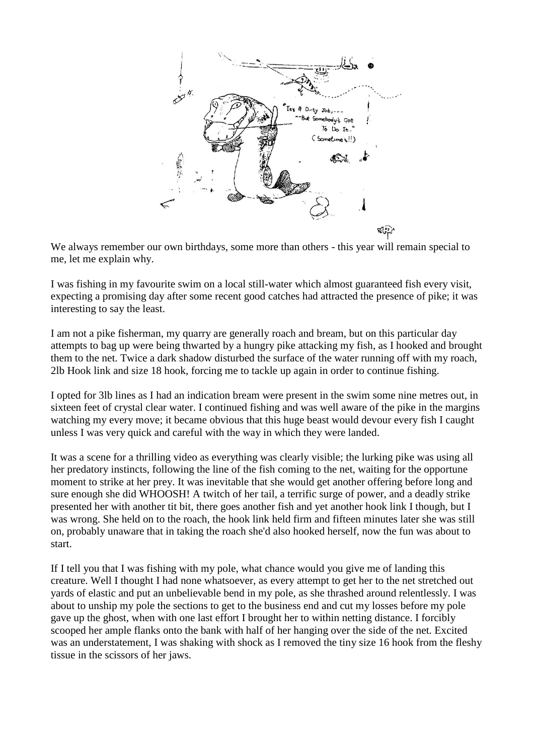We always remember our own birthdays, some more than others - this year will remain special to me, let me explain why.

I was fishing in my favourite swim on a local still-water which almost guaranteed fish every visit, expecting a promising day after some recent good catches had attracted the presence of pike; it was interesting to say the least.

I am not a pike fisherman, my quarry are generally roach and bream, but on this particular day attempts to bag up were being thwarted by a hungry pike attacking my fish, as I hooked and brought them to the net. Twice a dark shadow disturbed the surface of the water running off with my roach, 2lb Hook link and size 18 hook, forcing me to tackle up again in order to continue fishing.

I opted for 3lb lines as I had an indication bream were present in the swim some nine metres out, in sixteen feet of crystal clear water. I continued fishing and was well aware of the pike in the margins watching my every move; it became obvious that this huge beast would devour every fish I caught unless I was very quick and careful with the way in which they were landed.

It was a scene for a thrilling video as everything was clearly visible; the lurking pike was using all her predatory instincts, following the line of the fish coming to the net, waiting for the opportune moment to strike at her prey. It was inevitable that she would get another offering before long and sure enough she did WHOOSH! A twitch of her tail, a terrific surge of power, and a deadly strike presented her with another tit bit, there goes another fish and yet another hook link I though, but I was wrong. She held on to the roach, the hook link held firm and fifteen minutes later she was still on, probably unaware that in taking the roach she'd also hooked herself, now the fun was about to start.

If I tell you that I was fishing with my pole, what chance would you give me of landing this creature. Well I thought I had none whatsoever, as every attempt to get her to the net stretched out yards of elastic and put an unbelievable bend in my pole, as she thrashed around relentlessly. I was about to unship my pole the sections to get to the business end and cut my losses before my pole gave up the ghost, when with one last effort I brought her to within netting distance. I forcibly scooped her ample flanks onto the bank with half of her hanging over the side of the net. Excited was an understatement, I was shaking with shock as I removed the tiny size 16 hook from the fleshy tissue in the scissors of her jaws.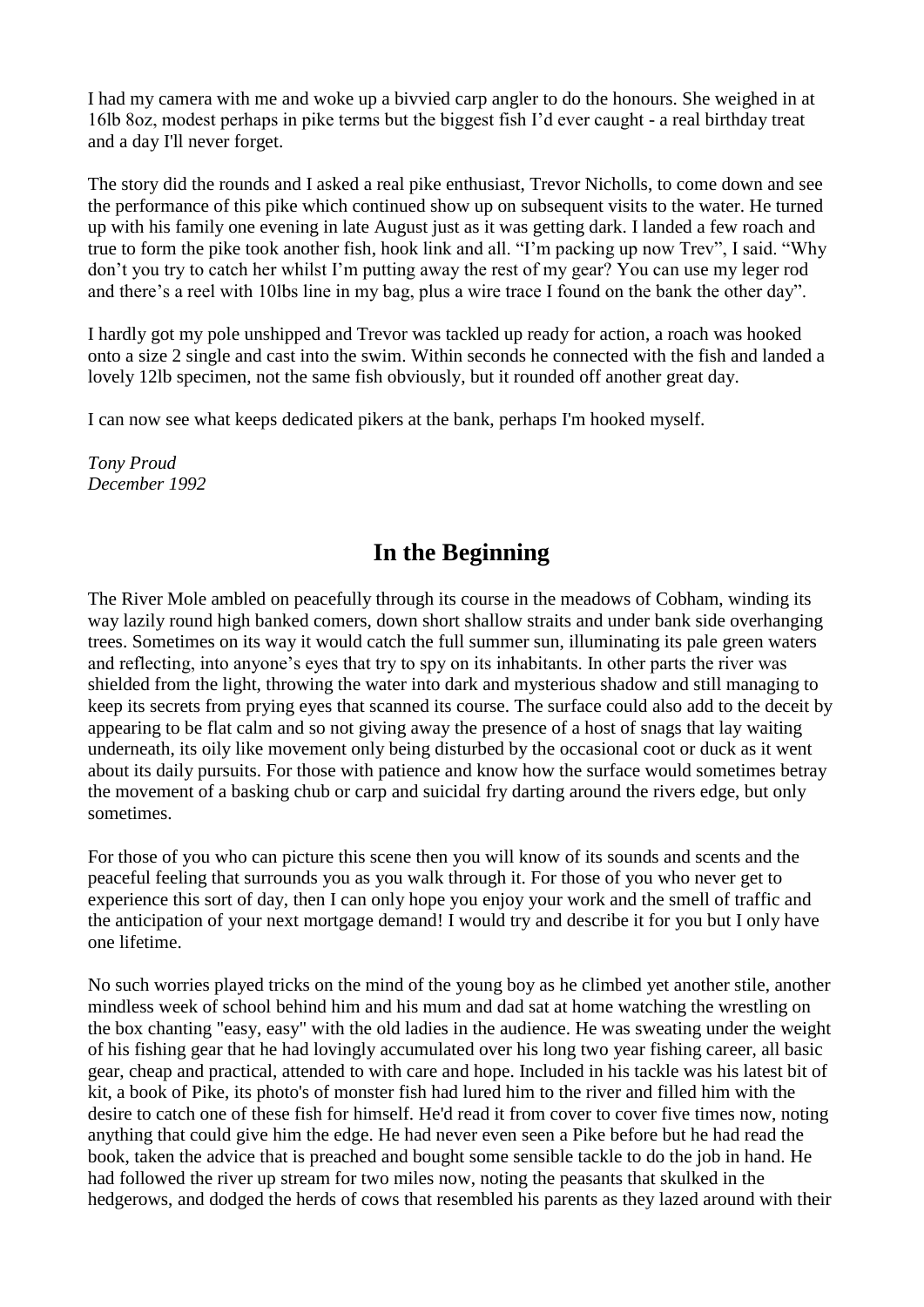I had my camera with me and woke up a bivvied carp angler to do the honours. She weighed in at 16lb 8oz, modest perhaps in pike terms but the biggest fish I'd ever caught - a real birthday treat and a day I'll never forget.

The story did the rounds and I asked a real pike enthusiast, Trevor Nicholls, to come down and see the performance of this pike which continued show up on subsequent visits to the water. He turned up with his family one evening in late August just as it was getting dark. I landed a few roach and true to form the pike took another fish, hook link and all. "I'm packing up now Trev", I said. "Why don't you try to catch her whilst I'm putting away the rest of my gear? You can use my leger rod and there's a reel with 10lbs line in my bag, plus a wire trace I found on the bank the other day".

I hardly got my pole unshipped and Trevor was tackled up ready for action, a roach was hooked onto a size 2 single and cast into the swim. Within seconds he connected with the fish and landed a lovely 12lb specimen, not the same fish obviously, but it rounded off another great day.

I can now see what keeps dedicated pikers at the bank, perhaps I'm hooked myself.

*Tony Proud*
*December 1992*

## In the Beginning

The River Mole ambled on peacefully through its course in the meadows of Cobham, winding its way lazily round high banked comers, down short shallow straits and under bank side overhanging trees. Sometimes on its way it would catch the full summer sun, illuminating its pale green waters and reflecting, into anyone's eyes that try to spy on its inhabitants. In other parts the river was shielded from the light, throwing the water into dark and mysterious shadow and still managing to keep its secrets from prying eyes that scanned its course. The surface could also add to the deceit by appearing to be flat calm and so not giving away the presence of a host of snags that lay waiting underneath, its oily like movement only being disturbed by the occasional coot or duck as it went about its daily pursuits. For those with patience and know how the surface would sometimes betray the movement of a basking chub or carp and suicidal fry darting around the rivers edge, but only sometimes.

For those of you who can picture this scene then you will know of its sounds and scents and the peaceful feeling that surrounds you as you walk through it. For those of you who never get to experience this sort of day, then I can only hope you enjoy your work and the smell of traffic and the anticipation of your next mortgage demand! I would try and describe it for you but I only have one lifetime.

No such worries played tricks on the mind of the young boy as he climbed yet another stile, another mindless week of school behind him and his mum and dad sat at home watching the wrestling on the box chanting "easy, easy" with the old ladies in the audience. He was sweating under the weight of his fishing gear that he had lovingly accumulated over his long two year fishing career, all basic gear, cheap and practical, attended to with care and hope. Included in his tackle was his latest bit of kit, a book of Pike, its photo's of monster fish had lured him to the river and filled him with the desire to catch one of these fish for himself. He'd read it from cover to cover five times now, noting anything that could give him the edge. He had never even seen a Pike before but he had read the book, taken the advice that is preached and bought some sensible tackle to do the job in hand. He had followed the river up stream for two miles now, noting the peasants that skulked in the hedgerows, and dodged the herds of cows that resembled his parents as they lazed around with their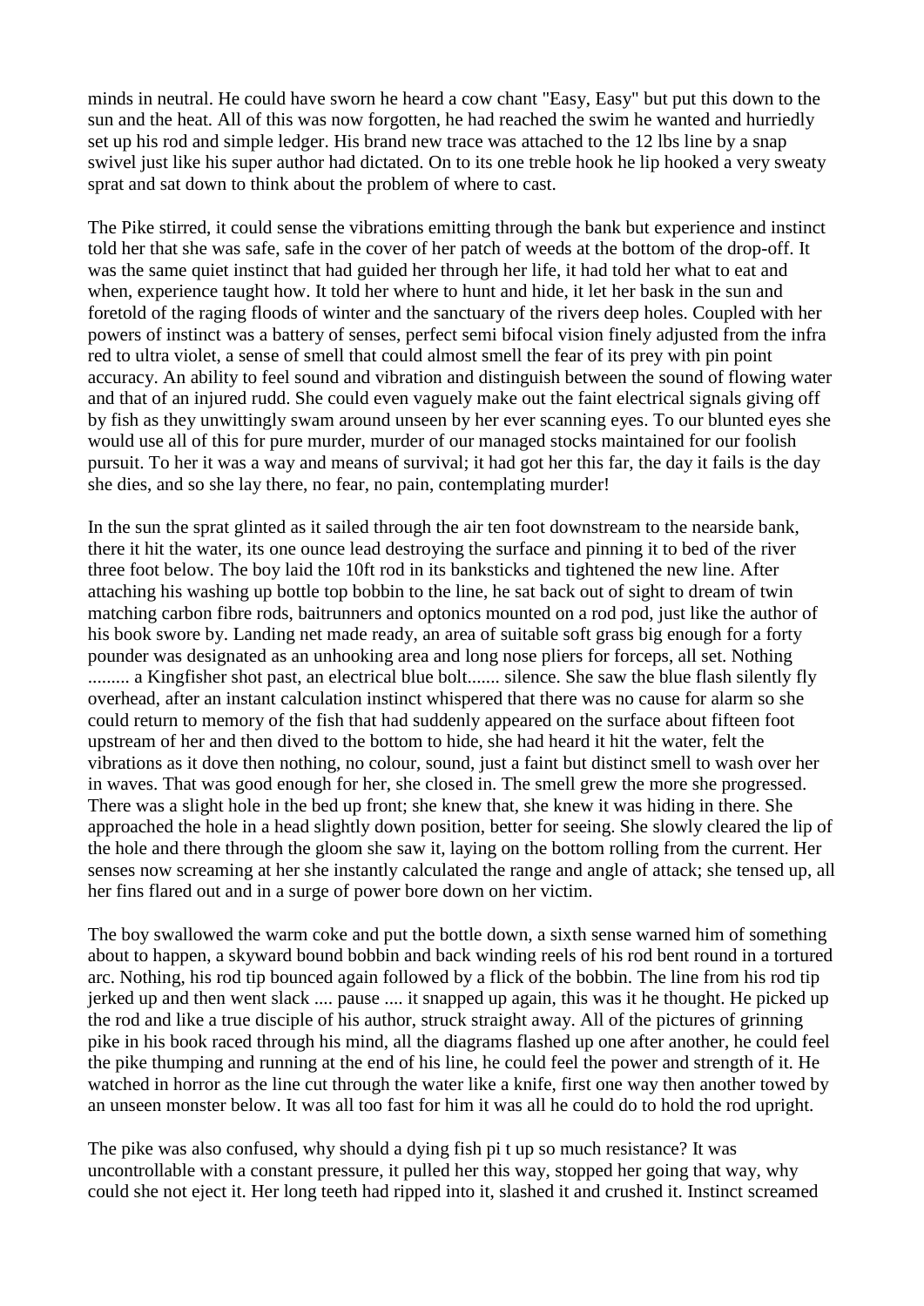minds in neutral. He could have sworn he heard a cow chant "Easy, Easy" but put this down to the sun and the heat. All of this was now forgotten, he had reached the swim he wanted and hurriedly set up his rod and simple ledger. His brand new trace was attached to the 12 lbs line by a snap swivel just like his super author had dictated. On to its one treble hook he lip hooked a very sweaty sprat and sat down to think about the problem of where to cast.

The Pike stirred, it could sense the vibrations emitting through the bank but experience and instinct told her that she was safe, safe in the cover of her patch of weeds at the bottom of the drop-off. It was the same quiet instinct that had guided her through her life, it had told her what to eat and when, experience taught how. It told her where to hunt and hide, it let her bask in the sun and foretold of the raging floods of winter and the sanctuary of the rivers deep holes. Coupled with her powers of instinct was a battery of senses, perfect semi bifocal vision finely adjusted from the infra red to ultra violet, a sense of smell that could almost smell the fear of its prey with pin point accuracy. An ability to feel sound and vibration and distinguish between the sound of flowing water and that of an injured rudd. She could even vaguely make out the faint electrical signals giving off by fish as they unwittingly swam around unseen by her ever scanning eyes. To our blunted eyes she would use all of this for pure murder, murder of our managed stocks maintained for our foolish pursuit. To her it was a way and means of survival; it had got her this far, the day it fails is the day she dies, and so she lay there, no fear, no pain, contemplating murder!

In the sun the sprat glinted as it sailed through the air ten foot downstream to the nearside bank, there it hit the water, its one ounce lead destroying the surface and pinning it to bed of the river three foot below. The boy laid the 10ft rod in its banksticks and tightened the new line. After attaching his washing up bottle top bobbin to the line, he sat back out of sight to dream of twin matching carbon fibre rods, baitrunners and optonics mounted on a rod pod, just like the author of his book swore by. Landing net made ready, an area of suitable soft grass big enough for a forty pounder was designated as an unhooking area and long nose pliers for forceps, all set. Nothing ......... a Kingfisher shot past, an electrical blue bolt....... silence. She saw the blue flash silently fly overhead, after an instant calculation instinct whispered that there was no cause for alarm so she could return to memory of the fish that had suddenly appeared on the surface about fifteen foot upstream of her and then dived to the bottom to hide, she had heard it hit the water, felt the vibrations as it dove then nothing, no colour, sound, just a faint but distinct smell to wash over her in waves. That was good enough for her, she closed in. The smell grew the more she progressed. There was a slight hole in the bed up front; she knew that, she knew it was hiding in there. She approached the hole in a head slightly down position, better for seeing. She slowly cleared the lip of the hole and there through the gloom she saw it, laying on the bottom rolling from the current. Her senses now screaming at her she instantly calculated the range and angle of attack; she tensed up, all her fins flared out and in a surge of power bore down on her victim.

The boy swallowed the warm coke and put the bottle down, a sixth sense warned him of something about to happen, a skyward bound bobbin and back winding reels of his rod bent round in a tortured arc. Nothing, his rod tip bounced again followed by a flick of the bobbin. The line from his rod tip jerked up and then went slack .... pause .... it snapped up again, this was it he thought. He picked up the rod and like a true disciple of his author, struck straight away. All of the pictures of grinning pike in his book raced through his mind, all the diagrams flashed up one after another, he could feel the pike thumping and running at the end of his line, he could feel the power and strength of it. He watched in horror as the line cut through the water like a knife, first one way then another towed by an unseen monster below. It was all too fast for him it was all he could do to hold the rod upright.

The pike was also confused, why should a dying fish pi t up so much resistance? It was uncontrollable with a constant pressure, it pulled her this way, stopped her going that way, why could she not eject it. Her long teeth had ripped into it, slashed it and crushed it. Instinct screamed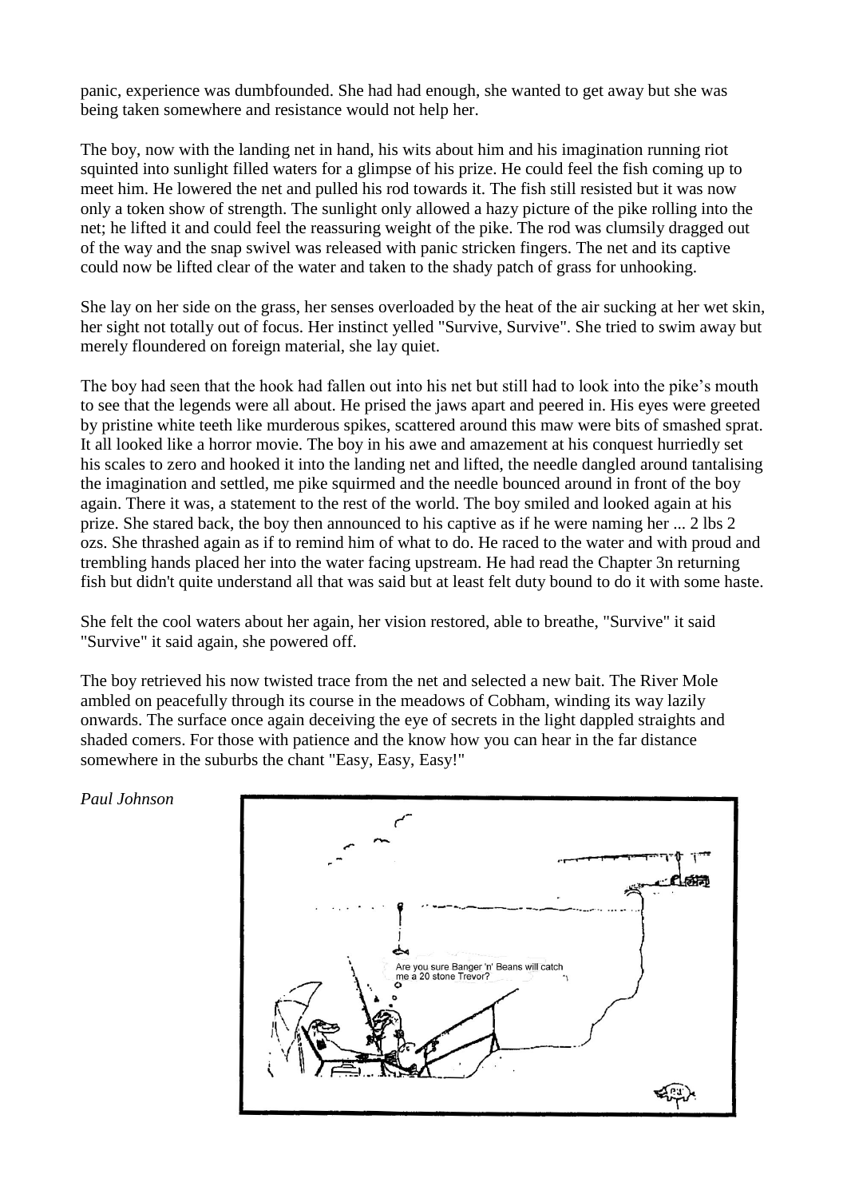panic, experience was dumbfounded. She had had enough, she wanted to get away but she was being taken somewhere and resistance would not help her.

The boy, now with the landing net in hand, his wits about him and his imagination running riot squinted into sunlight filled waters for a glimpse of his prize. He could feel the fish coming up to meet him. He lowered the net and pulled his rod towards it. The fish still resisted but it was now only a token show of strength. The sunlight only allowed a hazy picture of the pike rolling into the net; he lifted it and could feel the reassuring weight of the pike. The rod was clumsily dragged out of the way and the snap swivel was released with panic stricken fingers. The net and its captive could now be lifted clear of the water and taken to the shady patch of grass for unhooking.

She lay on her side on the grass, her senses overloaded by the heat of the air sucking at her wet skin, her sight not totally out of focus. Her instinct yelled "Survive, Survive". She tried to swim away but merely floundered on foreign material, she lay quiet.

The boy had seen that the hook had fallen out into his net but still had to look into the pike's mouth to see that the legends were all about. He prised the jaws apart and peered in. His eyes were greeted by pristine white teeth like murderous spikes, scattered around this maw were bits of smashed sprat. It all looked like a horror movie. The boy in his awe and amazement at his conquest hurriedly set his scales to zero and hooked it into the landing net and lifted, the needle dangled around tantalising the imagination and settled, me pike squirmed and the needle bounced around in front of the boy again. There it was, a statement to the rest of the world. The boy smiled and looked again at his prize. She stared back, the boy then announced to his captive as if he were naming her ... 2 lbs 2 ozs. She thrashed again as if to remind him of what to do. He raced to the water and with proud and trembling hands placed her into the water facing upstream. He had read the Chapter 3n returning fish but didn't quite understand all that was said but at least felt duty bound to do it with some haste.

She felt the cool waters about her again, her vision restored, able to breathe, "Survive" it said "Survive" it said again, she powered off.

The boy retrieved his now twisted trace from the net and selected a new bait. The River Mole ambled on peacefully through its course in the meadows of Cobham, winding its way lazily onwards. The surface once again deceiving the eye of secrets in the light dappled straights and shaded comers. For those with patience and the know how you can hear in the far distance somewhere in the suburbs the chant "Easy, Easy, Easy!"

*Paul Johnson*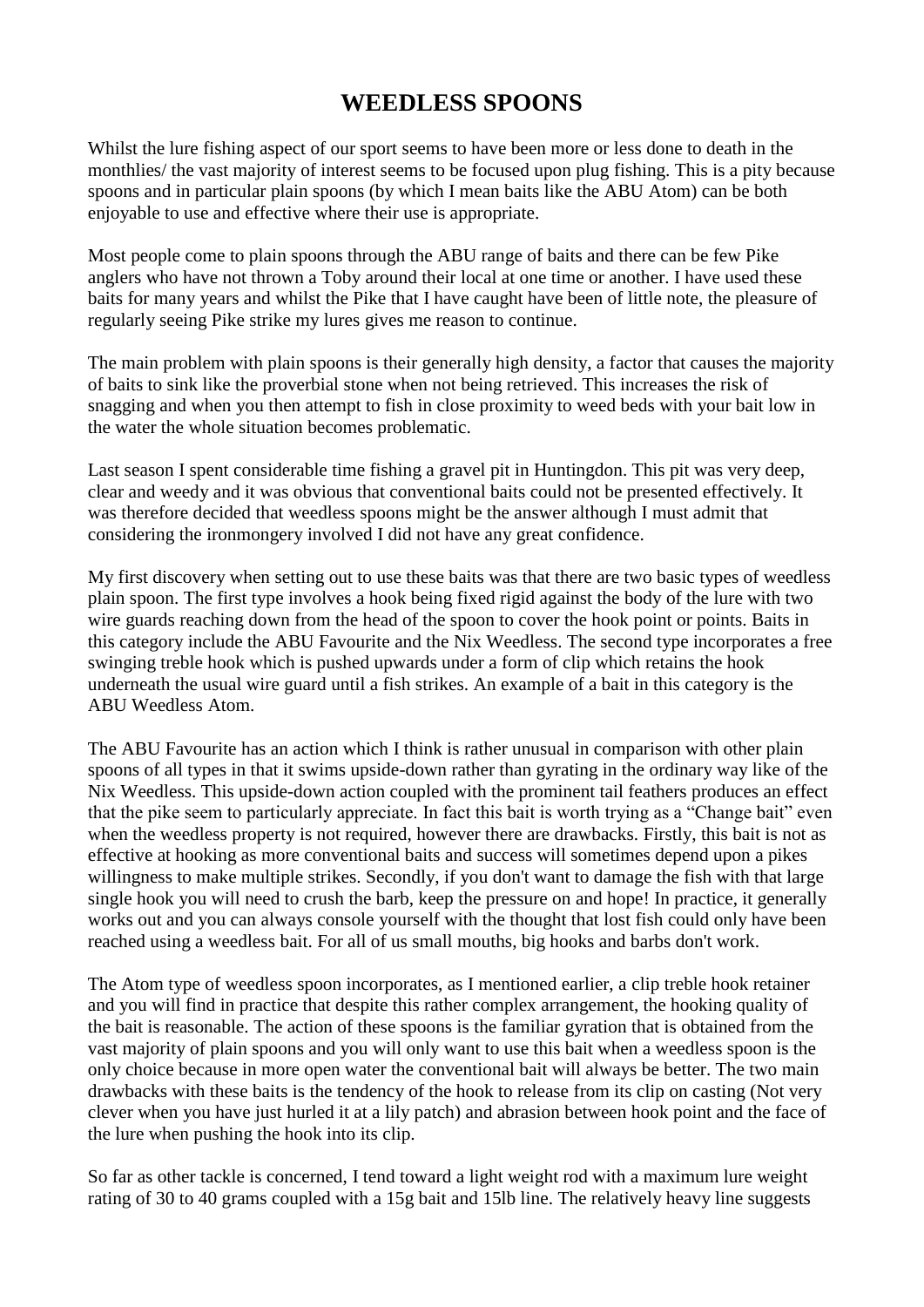# WEEDLESS SPOONS

Whilst the lure fishing aspect of our sport seems to have been more or less done to death in the monthlies/ the vast majority of interest seems to be focused upon plug fishing. This is a pity because spoons and in particular plain spoons (by which I mean baits like the ABU Atom) can be both enjoyable to use and effective where their use is appropriate.

Most people come to plain spoons through the ABU range of baits and there can be few Pike anglers who have not thrown a Toby around their local at one time or another. I have used these baits for many years and whilst the Pike that I have caught have been of little note, the pleasure of regularly seeing Pike strike my lures gives me reason to continue.

The main problem with plain spoons is their generally high density, a factor that causes the majority of baits to sink like the proverbial stone when not being retrieved. This increases the risk of snagging and when you then attempt to fish in close proximity to weed beds with your bait low in the water the whole situation becomes problematic.

Last season I spent considerable time fishing a gravel pit in Huntingdon. This pit was very deep, clear and weedy and it was obvious that conventional baits could not be presented effectively. It was therefore decided that weedless spoons might be the answer although I must admit that considering the ironmongery involved I did not have any great confidence.

My first discovery when setting out to use these baits was that there are two basic types of weedless plain spoon. The first type involves a hook being fixed rigid against the body of the lure with two wire guards reaching down from the head of the spoon to cover the hook point or points. Baits in this category include the ABU Favourite and the Nix Weedless. The second type incorporates a free swinging treble hook which is pushed upwards under a form of clip which retains the hook underneath the usual wire guard until a fish strikes. An example of a bait in this category is the ABU Weedless Atom.

The ABU Favourite has an action which I think is rather unusual in comparison with other plain spoons of all types in that it swims upside-down rather than gyrating in the ordinary way like of the Nix Weedless. This upside-down action coupled with the prominent tail feathers produces an effect that the pike seem to particularly appreciate. In fact this bait is worth trying as a "Change bait" even when the weedless property is not required, however there are drawbacks. Firstly, this bait is not as effective at hooking as more conventional baits and success will sometimes depend upon a pikes willingness to make multiple strikes. Secondly, if you don't want to damage the fish with that large single hook you will need to crush the barb, keep the pressure on and hope! In practice, it generally works out and you can always console yourself with the thought that lost fish could only have been reached using a weedless bait. For all of us small mouths, big hooks and barbs don't work.

The Atom type of weedless spoon incorporates, as I mentioned earlier, a clip treble hook retainer and you will find in practice that despite this rather complex arrangement, the hooking quality of the bait is reasonable. The action of these spoons is the familiar gyration that is obtained from the vast majority of plain spoons and you will only want to use this bait when a weedless spoon is the only choice because in more open water the conventional bait will always be better. The two main drawbacks with these baits is the tendency of the hook to release from its clip on casting (Not very clever when you have just hurled it at a lily patch) and abrasion between hook point and the face of the lure when pushing the hook into its clip.

So far as other tackle is concerned, I tend toward a light weight rod with a maximum lure weight rating of 30 to 40 grams coupled with a 15g bait and 15lb line. The relatively heavy line suggests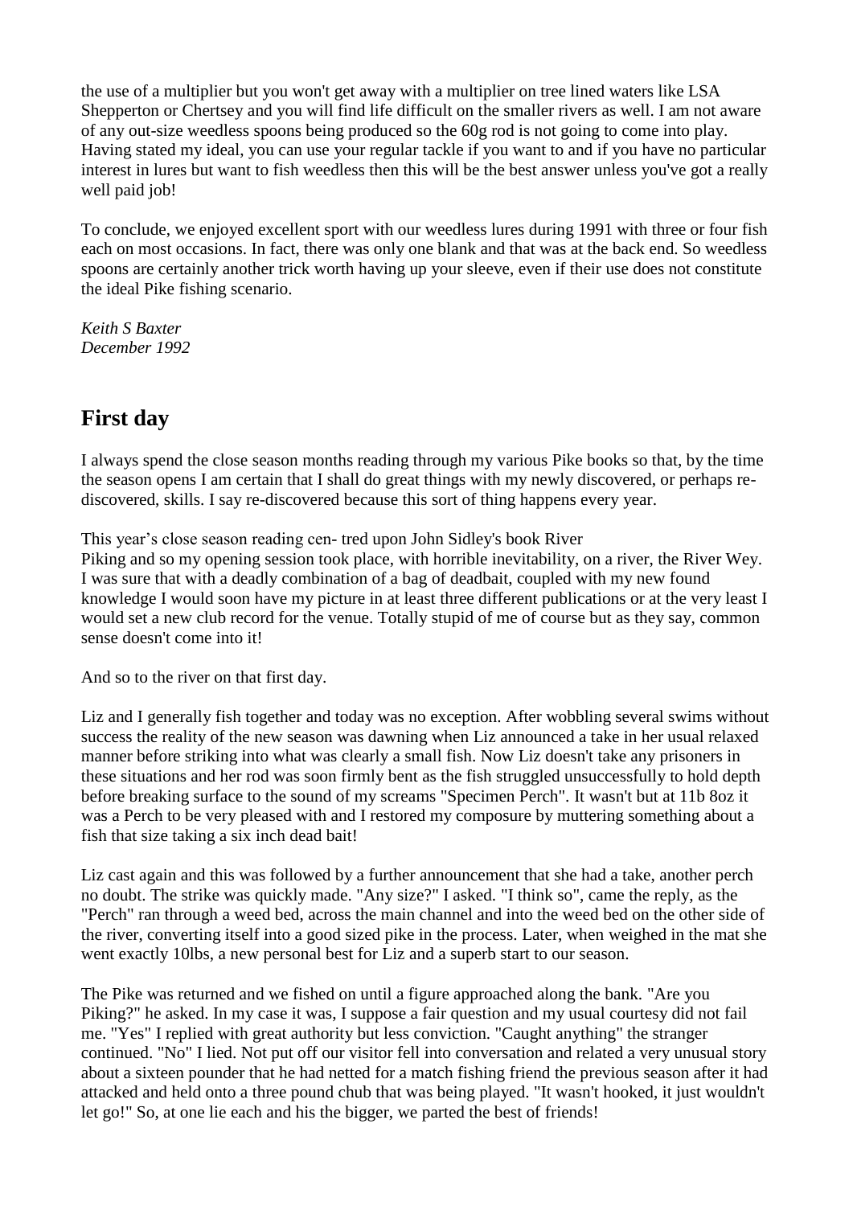the use of a multiplier but you won't get away with a multiplier on tree lined waters like LSA Shepperton or Chertsey and you will find life difficult on the smaller rivers as well. I am not aware of any out-size weedless spoons being produced so the 60g rod is not going to come into play. Having stated my ideal, you can use your regular tackle if you want to and if you have no particular interest in lures but want to fish weedless then this will be the best answer unless you've got a really well paid job!

To conclude, we enjoyed excellent sport with our weedless lures during 1991 with three or four fish each on most occasions. In fact, there was only one blank and that was at the back end. So weedless spoons are certainly another trick worth having up your sleeve, even if their use does not constitute the ideal Pike fishing scenario.

*Keith S Baxter*
*December 1992*

## First day

I always spend the close season months reading through my various Pike books so that, by the time the season opens I am certain that I shall do great things with my newly discovered, or perhaps re-discovered, skills. I say re-discovered because this sort of thing happens every year.

This year's close season reading cen- tred upon John Sidley's book River Piking and so my opening session took place, with horrible inevitability, on a river, the River Wey. I was sure that with a deadly combination of a bag of deadbait, coupled with my new found knowledge I would soon have my picture in at least three different publications or at the very least I would set a new club record for the venue. Totally stupid of me of course but as they say, common sense doesn't come into it!

And so to the river on that first day.

Liz and I generally fish together and today was no exception. After wobbling several swims without success the reality of the new season was dawning when Liz announced a take in her usual relaxed manner before striking into what was clearly a small fish. Now Liz doesn't take any prisoners in these situations and her rod was soon firmly bent as the fish struggled unsuccessfully to hold depth before breaking surface to the sound of my screams "Specimen Perch". It wasn't but at 11b 8oz it was a Perch to be very pleased with and I restored my composure by muttering something about a fish that size taking a six inch dead bait!

Liz cast again and this was followed by a further announcement that she had a take, another perch no doubt. The strike was quickly made. "Any size?" I asked. "I think so", came the reply, as the "Perch" ran through a weed bed, across the main channel and into the weed bed on the other side of the river, converting itself into a good sized pike in the process. Later, when weighed in the mat she went exactly 10lbs, a new personal best for Liz and a superb start to our season.

The Pike was returned and we fished on until a figure approached along the bank. "Are you Piking?" he asked. In my case it was, I suppose a fair question and my usual courtesy did not fail me. "Yes" I replied with great authority but less conviction. "Caught anything" the stranger continued. "No" I lied. Not put off our visitor fell into conversation and related a very unusual story about a sixteen pounder that he had netted for a match fishing friend the previous season after it had attacked and held onto a three pound chub that was being played. "It wasn't hooked, it just wouldn't let go!" So, at one lie each and his the bigger, we parted the best of friends!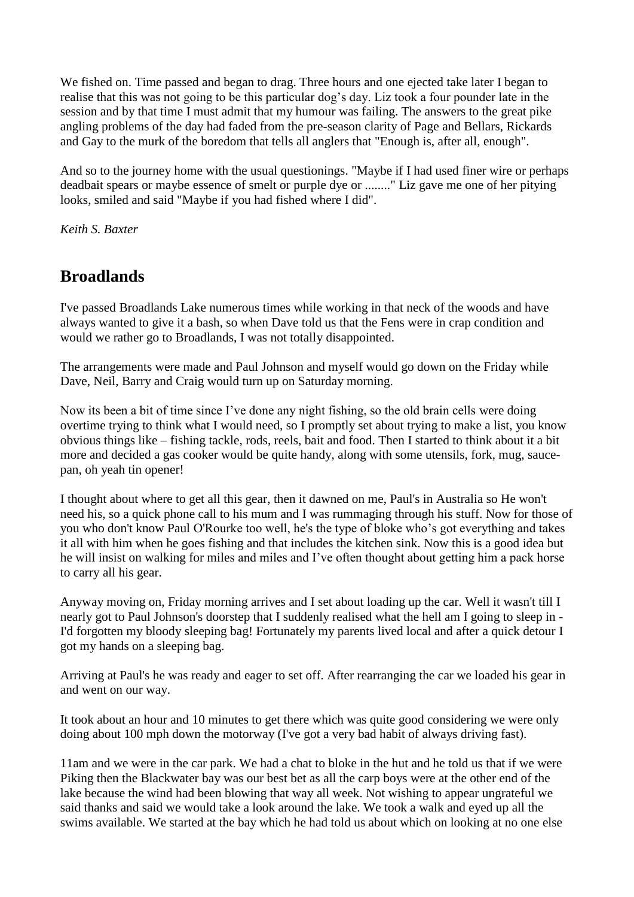We fished on. Time passed and began to drag. Three hours and one ejected take later I began to realise that this was not going to be this particular dog's day. Liz took a four pounder late in the session and by that time I must admit that my humour was failing. The answers to the great pike angling problems of the day had faded from the pre-season clarity of Page and Bellars, Rickards and Gay to the murk of the boredom that tells all anglers that "Enough is, after all, enough".

And so to the journey home with the usual questionings. "Maybe if I had used finer wire or perhaps deadbait spears or maybe essence of smelt or purple dye or ........" Liz gave me one of her pitying looks, smiled and said "Maybe if you had fished where I did".

*Keith S. Baxter*

## Broadlands

I've passed Broadlands Lake numerous times while working in that neck of the woods and have always wanted to give it a bash, so when Dave told us that the Fens were in crap condition and would we rather go to Broadlands, I was not totally disappointed.

The arrangements were made and Paul Johnson and myself would go down on the Friday while Dave, Neil, Barry and Craig would turn up on Saturday morning.

Now its been a bit of time since I've done any night fishing, so the old brain cells were doing overtime trying to think what I would need, so I promptly set about trying to make a list, you know obvious things like – fishing tackle, rods, reels, bait and food. Then I started to think about it a bit more and decided a gas cooker would be quite handy, along with some utensils, fork, mug, sauce-pan, oh yeah tin opener!

I thought about where to get all this gear, then it dawned on me, Paul's in Australia so He won't need his, so a quick phone call to his mum and I was rummaging through his stuff. Now for those of you who don't know Paul O'Rourke too well, he's the type of bloke who's got everything and takes it all with him when he goes fishing and that includes the kitchen sink. Now this is a good idea but he will insist on walking for miles and miles and I've often thought about getting him a pack horse to carry all his gear.

Anyway moving on, Friday morning arrives and I set about loading up the car. Well it wasn't till I nearly got to Paul Johnson's doorstep that I suddenly realised what the hell am I going to sleep in - I'd forgotten my bloody sleeping bag! Fortunately my parents lived local and after a quick detour I got my hands on a sleeping bag.

Arriving at Paul's he was ready and eager to set off. After rearranging the car we loaded his gear in and went on our way.

It took about an hour and 10 minutes to get there which was quite good considering we were only doing about 100 mph down the motorway (I've got a very bad habit of always driving fast).

11am and we were in the car park. We had a chat to bloke in the hut and he told us that if we were Piking then the Blackwater bay was our best bet as all the carp boys were at the other end of the lake because the wind had been blowing that way all week. Not wishing to appear ungrateful we said thanks and said we would take a look around the lake. We took a walk and eyed up all the swims available. We started at the bay which he had told us about which on looking at no one else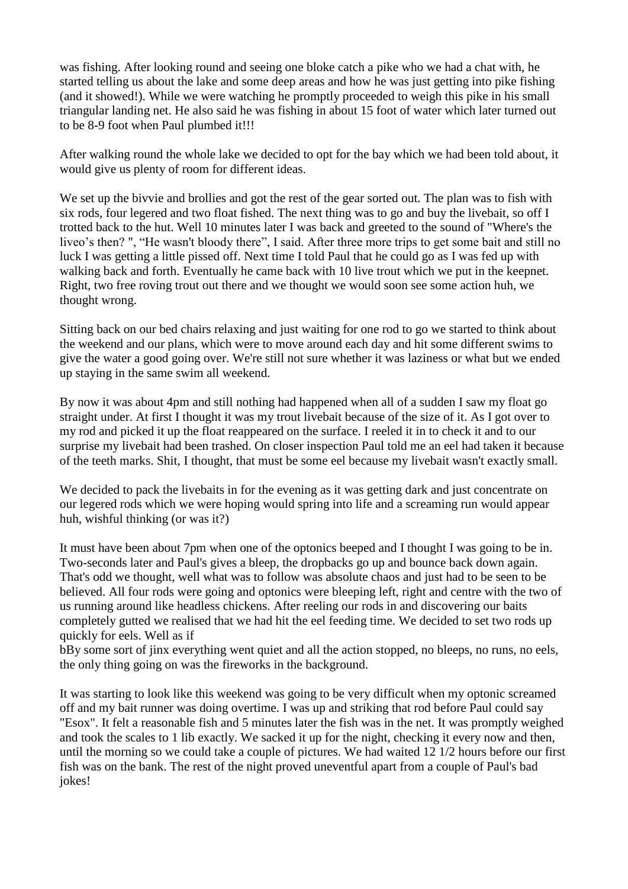was fishing. After looking round and seeing one bloke catch a pike who we had a chat with, he started telling us about the lake and some deep areas and how he was just getting into pike fishing (and it showed!). While we were watching he promptly proceeded to weigh this pike in his small triangular landing net. He also said he was fishing in about 15 foot of water which later turned out to be 8-9 foot when Paul plumbed it!!!

After walking round the whole lake we decided to opt for the bay which we had been told about, it would give us plenty of room for different ideas.

We set up the bivvie and brollies and got the rest of the gear sorted out. The plan was to fish with six rods, four legered and two float fished. The next thing was to go and buy the livebait, so off I trotted back to the hut. Well 10 minutes later I was back and greeted to the sound of "Where's the liveo's then? ", "He wasn't bloody there", I said. After three more trips to get some bait and still no luck I was getting a little pissed off. Next time I told Paul that he could go as I was fed up with walking back and forth. Eventually he came back with 10 live trout which we put in the keepnet. Right, two free roving trout out there and we thought we would soon see some action huh, we thought wrong.

Sitting back on our bed chairs relaxing and just waiting for one rod to go we started to think about the weekend and our plans, which were to move around each day and hit some different swims to give the water a good going over. We're still not sure whether it was laziness or what but we ended up staying in the same swim all weekend.

By now it was about 4pm and still nothing had happened when all of a sudden I saw my float go straight under. At first I thought it was my trout livebait because of the size of it. As I got over to my rod and picked it up the float reappeared on the surface. I reeled it in to check it and to our surprise my livebait had been trashed. On closer inspection Paul told me an eel had taken it because of the teeth marks. Shit, I thought, that must be some eel because my livebait wasn't exactly small.

We decided to pack the livebaits in for the evening as it was getting dark and just concentrate on our legered rods which we were hoping would spring into life and a screaming run would appear huh, wishful thinking (or was it?)

It must have been about 7pm when one of the optonics beeped and I thought I was going to be in. Two-seconds later and Paul's gives a bleep, the dropbacks go up and bounce back down again. That's odd we thought, well what was to follow was absolute chaos and just had to be seen to be believed. All four rods were going and optonics were bleeping left, right and centre with the two of us running around like headless chickens. After reeling our rods in and discovering our baits completely gutted we realised that we had hit the eel feeding time. We decided to set two rods up quickly for eels. Well as if
bBy some sort of jinx everything went quiet and all the action stopped, no bleeps, no runs, no eels, the only thing going on was the fireworks in the background.

It was starting to look like this weekend was going to be very difficult when my optonic screamed off and my bait runner was doing overtime. I was up and striking that rod before Paul could say "Esox". It felt a reasonable fish and 5 minutes later the fish was in the net. It was promptly weighed and took the scales to 1 lib exactly. We sacked it up for the night, checking it every now and then, until the morning so we could take a couple of pictures. We had waited 12 1/2 hours before our first fish was on the bank. The rest of the night proved uneventful apart from a couple of Paul's bad jokes!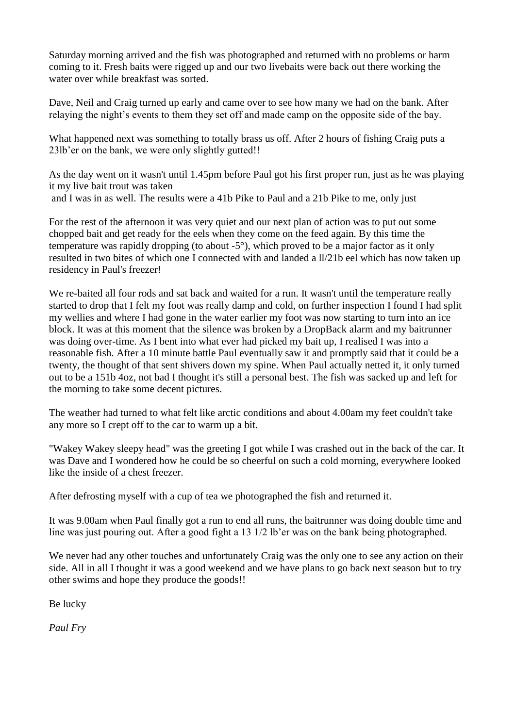Saturday morning arrived and the fish was photographed and returned with no problems or harm coming to it. Fresh baits were rigged up and our two livebaits were back out there working the water over while breakfast was sorted.

Dave, Neil and Craig turned up early and came over to see how many we had on the bank. After relaying the night's events to them they set off and made camp on the opposite side of the bay.

What happened next was something to totally brass us off. After 2 hours of fishing Craig puts a 23lb'er on the bank, we were only slightly gutted!!

As the day went on it wasn't until 1.45pm before Paul got his first proper run, just as he was playing it my live bait trout was taken
 and I was in as well. The results were a 41b Pike to Paul and a 21b Pike to me, only just

For the rest of the afternoon it was very quiet and our next plan of action was to put out some chopped bait and get ready for the eels when they come on the feed again. By this time the temperature was rapidly dropping (to about -5°), which proved to be a major factor as it only resulted in two bites of which one I connected with and landed a ll/21b eel which has now taken up residency in Paul's freezer!

We re-baited all four rods and sat back and waited for a run. It wasn't until the temperature really started to drop that I felt my foot was really damp and cold, on further inspection I found I had split my wellies and where I had gone in the water earlier my foot was now starting to turn into an ice block. It was at this moment that the silence was broken by a DropBack alarm and my baitrunner was doing over-time. As I bent into what ever had picked my bait up, I realised I was into a reasonable fish. After a 10 minute battle Paul eventually saw it and promptly said that it could be a twenty, the thought of that sent shivers down my spine. When Paul actually netted it, it only turned out to be a 151b 4oz, not bad I thought it's still a personal best. The fish was sacked up and left for the morning to take some decent pictures.

The weather had turned to what felt like arctic conditions and about 4.00am my feet couldn't take any more so I crept off to the car to warm up a bit.

"Wakey Wakey sleepy head" was the greeting I got while I was crashed out in the back of the car. It was Dave and I wondered how he could be so cheerful on such a cold morning, everywhere looked like the inside of a chest freezer.

After defrosting myself with a cup of tea we photographed the fish and returned it.

It was 9.00am when Paul finally got a run to end all runs, the baitrunner was doing double time and line was just pouring out. After a good fight a 13 1/2 lb'er was on the bank being photographed.

We never had any other touches and unfortunately Craig was the only one to see any action on their side. All in all I thought it was a good weekend and we have plans to go back next season but to try other swims and hope they produce the goods!!

Be lucky

*Paul Fry*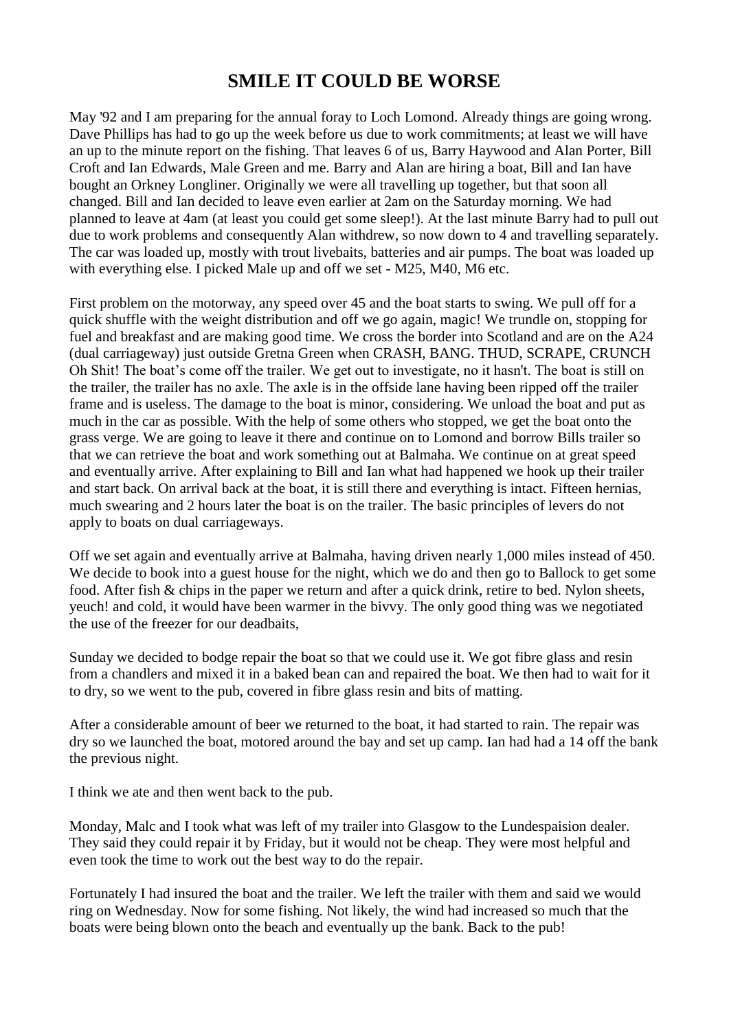# SMILE IT COULD BE WORSE

May '92 and I am preparing for the annual foray to Loch Lomond. Already things are going wrong. Dave Phillips has had to go up the week before us due to work commitments; at least we will have an up to the minute report on the fishing. That leaves 6 of us, Barry Haywood and Alan Porter, Bill Croft and Ian Edwards, Male Green and me. Barry and Alan are hiring a boat, Bill and Ian have bought an Orkney Longliner. Originally we were all travelling up together, but that soon all changed. Bill and Ian decided to leave even earlier at 2am on the Saturday morning. We had planned to leave at 4am (at least you could get some sleep!). At the last minute Barry had to pull out due to work problems and consequently Alan withdrew, so now down to 4 and travelling separately. The car was loaded up, mostly with trout livebaits, batteries and air pumps. The boat was loaded up with everything else. I picked Male up and off we set - M25, M40, M6 etc.

First problem on the motorway, any speed over 45 and the boat starts to swing. We pull off for a quick shuffle with the weight distribution and off we go again, magic! We trundle on, stopping for fuel and breakfast and are making good time. We cross the border into Scotland and are on the A24 (dual carriageway) just outside Gretna Green when CRASH, BANG. THUD, SCRAPE, CRUNCH Oh Shit! The boat's come off the trailer. We get out to investigate, no it hasn't. The boat is still on the trailer, the trailer has no axle. The axle is in the offside lane having been ripped off the trailer frame and is useless. The damage to the boat is minor, considering. We unload the boat and put as much in the car as possible. With the help of some others who stopped, we get the boat onto the grass verge. We are going to leave it there and continue on to Lomond and borrow Bills trailer so that we can retrieve the boat and work something out at Balmaha. We continue on at great speed and eventually arrive. After explaining to Bill and Ian what had happened we hook up their trailer and start back. On arrival back at the boat, it is still there and everything is intact. Fifteen hernias, much swearing and 2 hours later the boat is on the trailer. The basic principles of levers do not apply to boats on dual carriageways.

Off we set again and eventually arrive at Balmaha, having driven nearly 1,000 miles instead of 450. We decide to book into a guest house for the night, which we do and then go to Ballock to get some food. After fish & chips in the paper we return and after a quick drink, retire to bed. Nylon sheets, yeuch! and cold, it would have been warmer in the bivvy. The only good thing was we negotiated the use of the freezer for our deadbaits,

Sunday we decided to bodge repair the boat so that we could use it. We got fibre glass and resin from a chandlers and mixed it in a baked bean can and repaired the boat. We then had to wait for it to dry, so we went to the pub, covered in fibre glass resin and bits of matting.

After a considerable amount of beer we returned to the boat, it had started to rain. The repair was dry so we launched the boat, motored around the bay and set up camp. Ian had had a 14 off the bank the previous night.

I think we ate and then went back to the pub.

Monday, Malc and I took what was left of my trailer into Glasgow to the Lundespaision dealer. They said they could repair it by Friday, but it would not be cheap. They were most helpful and even took the time to work out the best way to do the repair.

Fortunately I had insured the boat and the trailer. We left the trailer with them and said we would ring on Wednesday. Now for some fishing. Not likely, the wind had increased so much that the boats were being blown onto the beach and eventually up the bank. Back to the pub!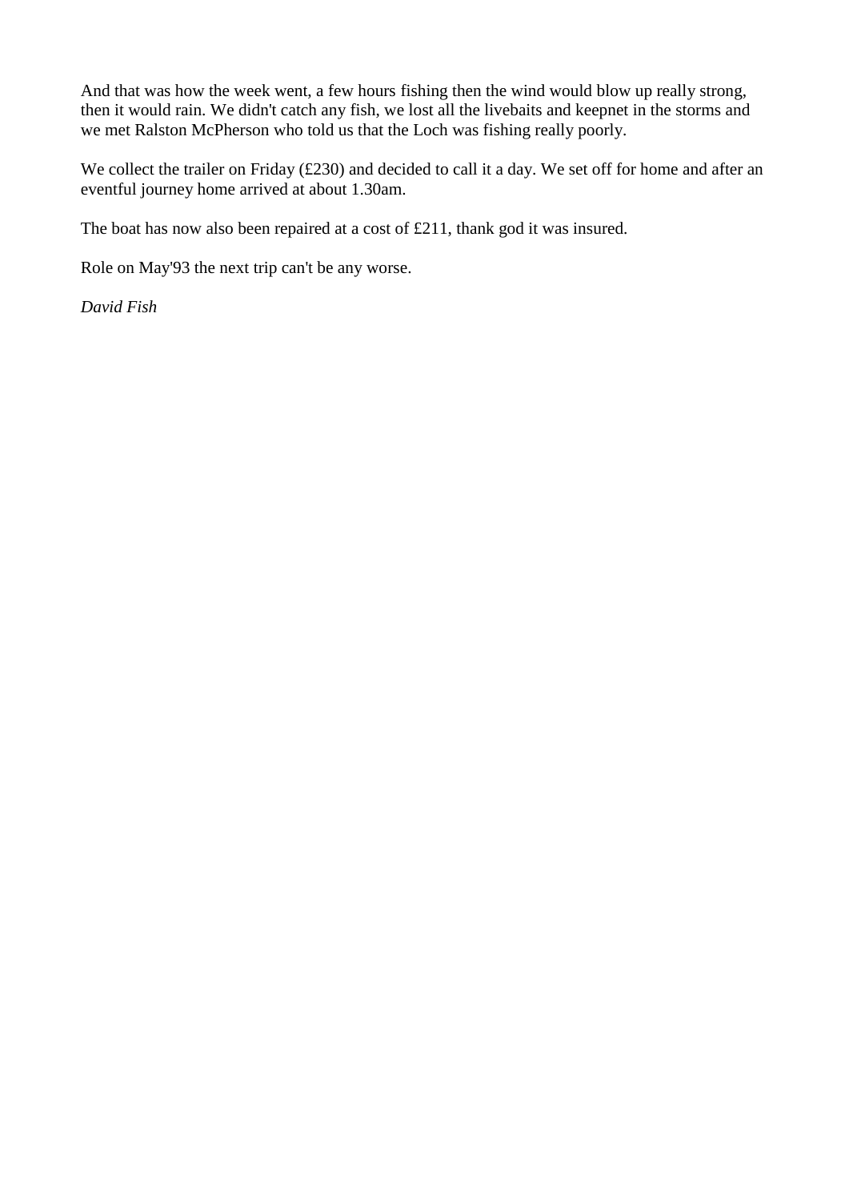And that was how the week went, a few hours fishing then the wind would blow up really strong, then it would rain. We didn't catch any fish, we lost all the livebaits and keepnet in the storms and we met Ralston McPherson who told us that the Loch was fishing really poorly.

We collect the trailer on Friday (£230) and decided to call it a day. We set off for home and after an eventful journey home arrived at about 1.30am.

The boat has now also been repaired at a cost of £211, thank god it was insured.

Role on May'93 the next trip can't be any worse.

*David Fish*